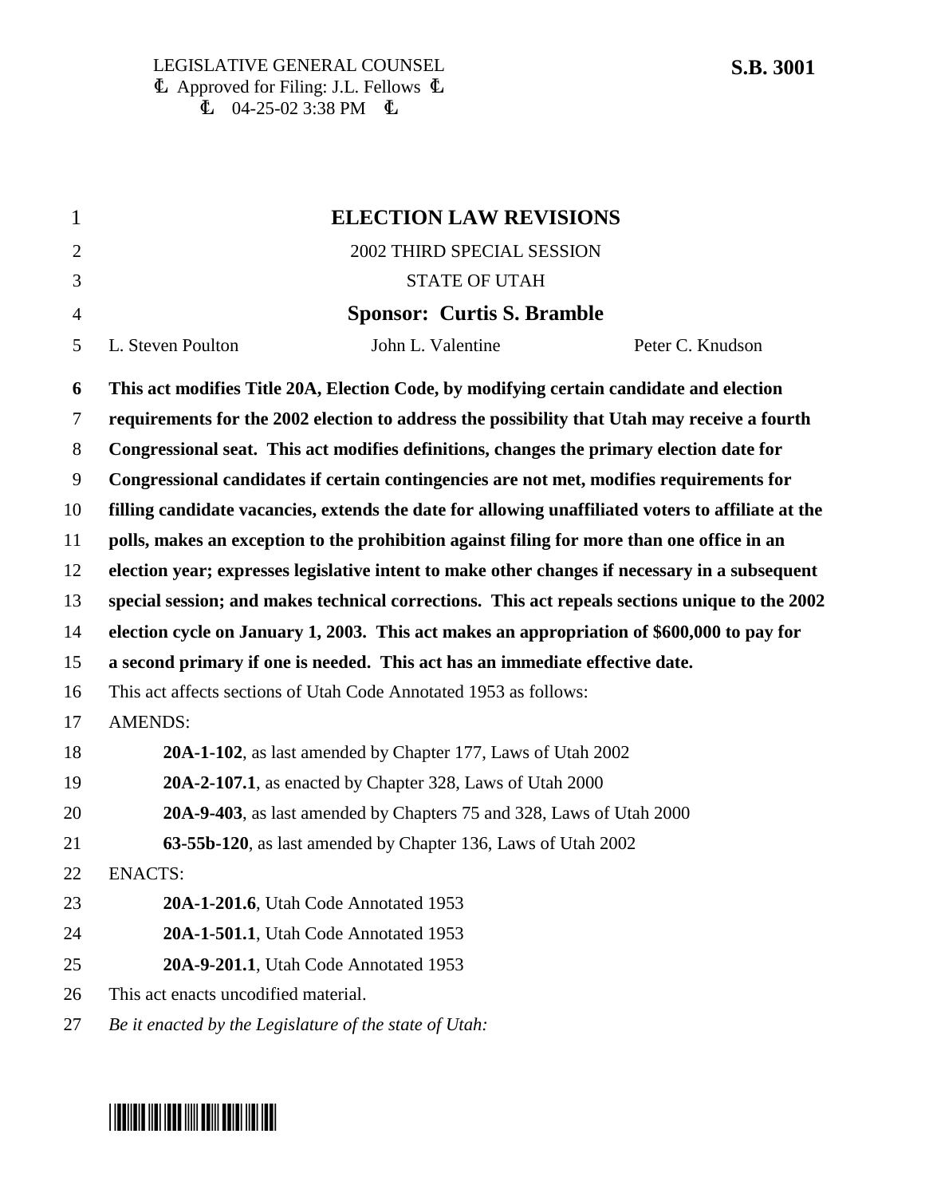LEGISLATIVE GENERAL COUNSEL
Ł Approved for Filing: J.L. Fellows Ł
Ł 04-25-02 3:38 PM Ł

**S.B. 3001**

# ELECTION LAW REVISIONS

2002 THIRD SPECIAL SESSION

STATE OF UTAH

**Sponsor: Curtis S. Bramble**

L. Steven Poulton John L. Valentine Peter C. Knudson

**This act modifies Title 20A, Election Code, by modifying certain candidate and election requirements for the 2002 election to address the possibility that Utah may receive a fourth Congressional seat. This act modifies definitions, changes the primary election date for Congressional candidates if certain contingencies are not met, modifies requirements for filling candidate vacancies, extends the date for allowing unaffiliated voters to affiliate at the polls, makes an exception to the prohibition against filing for more than one office in an election year; expresses legislative intent to make other changes if necessary in a subsequent special session; and makes technical corrections. This act repeals sections unique to the 2002 election cycle on January 1, 2003. This act makes an appropriation of $600,000 to pay for a second primary if one is needed. This act has an immediate effective date.**

This act affects sections of Utah Code Annotated 1953 as follows:

AMENDS:

**20A-1-102**, as last amended by Chapter 177, Laws of Utah 2002

**20A-2-107.1**, as enacted by Chapter 328, Laws of Utah 2000

**20A-9-403**, as last amended by Chapters 75 and 328, Laws of Utah 2000

**63-55b-120**, as last amended by Chapter 136, Laws of Utah 2002

ENACTS:

**20A-1-201.6**, Utah Code Annotated 1953

**20A-1-501.1**, Utah Code Annotated 1953

**20A-9-201.1**, Utah Code Annotated 1953

This act enacts uncodified material.

*Be it enacted by the Legislature of the state of Utah:*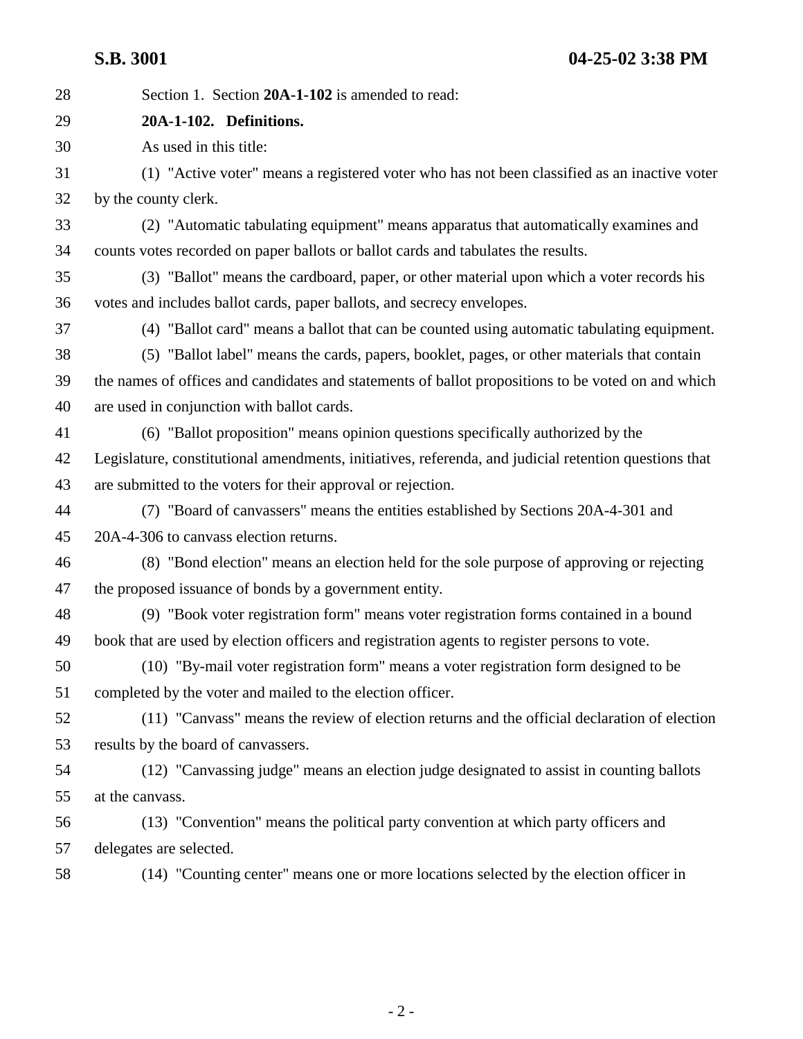Section 1. Section **20A-1-102** is amended to read:

**20A-1-102. Definitions.**

As used in this title:

(1) "Active voter" means a registered voter who has not been classified as an inactive voter by the county clerk.

(2) "Automatic tabulating equipment" means apparatus that automatically examines and counts votes recorded on paper ballots or ballot cards and tabulates the results.

(3) "Ballot" means the cardboard, paper, or other material upon which a voter records his votes and includes ballot cards, paper ballots, and secrecy envelopes.

(4) "Ballot card" means a ballot that can be counted using automatic tabulating equipment.

(5) "Ballot label" means the cards, papers, booklet, pages, or other materials that contain the names of offices and candidates and statements of ballot propositions to be voted on and which are used in conjunction with ballot cards.

(6) "Ballot proposition" means opinion questions specifically authorized by the Legislature, constitutional amendments, initiatives, referenda, and judicial retention questions that are submitted to the voters for their approval or rejection.

(7) "Board of canvassers" means the entities established by Sections 20A-4-301 and 20A-4-306 to canvass election returns.

(8) "Bond election" means an election held for the sole purpose of approving or rejecting the proposed issuance of bonds by a government entity.

(9) "Book voter registration form" means voter registration forms contained in a bound book that are used by election officers and registration agents to register persons to vote.

(10) "By-mail voter registration form" means a voter registration form designed to be completed by the voter and mailed to the election officer.

(11) "Canvass" means the review of election returns and the official declaration of election results by the board of canvassers.

(12) "Canvassing judge" means an election judge designated to assist in counting ballots at the canvass.

(13) "Convention" means the political party convention at which party officers and delegates are selected.

(14) "Counting center" means one or more locations selected by the election officer in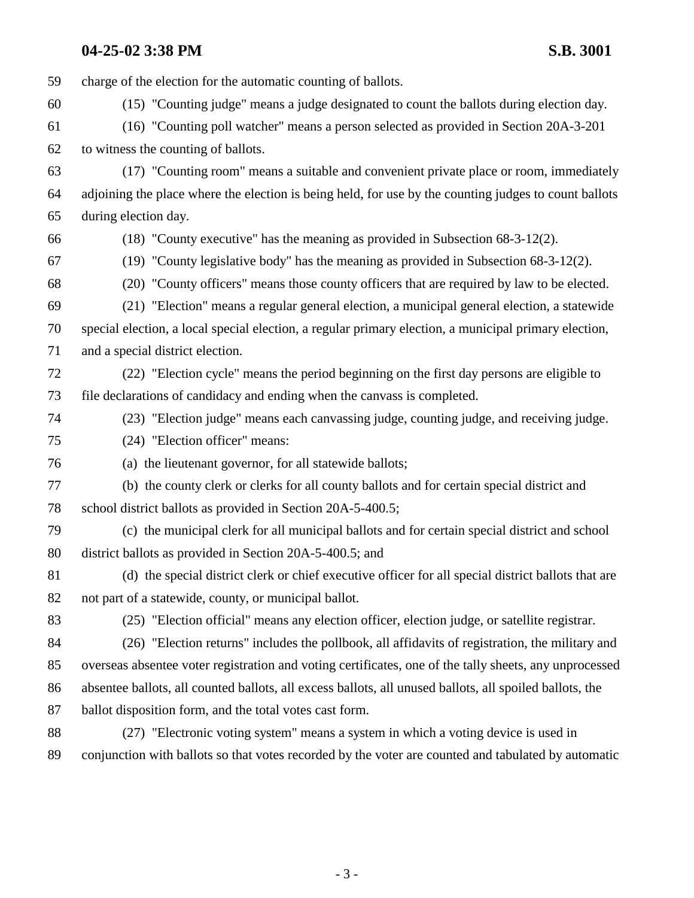charge of the election for the automatic counting of ballots.

(15) "Counting judge" means a judge designated to count the ballots during election day.

(16) "Counting poll watcher" means a person selected as provided in Section 20A-3-201 to witness the counting of ballots.

(17) "Counting room" means a suitable and convenient private place or room, immediately adjoining the place where the election is being held, for use by the counting judges to count ballots during election day.

(18) "County executive" has the meaning as provided in Subsection 68-3-12(2).

(19) "County legislative body" has the meaning as provided in Subsection 68-3-12(2).

(20) "County officers" means those county officers that are required by law to be elected.

(21) "Election" means a regular general election, a municipal general election, a statewide special election, a local special election, a regular primary election, a municipal primary election, and a special district election.

(22) "Election cycle" means the period beginning on the first day persons are eligible to file declarations of candidacy and ending when the canvass is completed.

(23) "Election judge" means each canvassing judge, counting judge, and receiving judge.

(24) "Election officer" means:

(a) the lieutenant governor, for all statewide ballots;

(b) the county clerk or clerks for all county ballots and for certain special district and school district ballots as provided in Section 20A-5-400.5;

(c) the municipal clerk for all municipal ballots and for certain special district and school district ballots as provided in Section 20A-5-400.5; and

(d) the special district clerk or chief executive officer for all special district ballots that are not part of a statewide, county, or municipal ballot.

(25) "Election official" means any election officer, election judge, or satellite registrar.

(26) "Election returns" includes the pollbook, all affidavits of registration, the military and overseas absentee voter registration and voting certificates, one of the tally sheets, any unprocessed absentee ballots, all counted ballots, all excess ballots, all unused ballots, all spoiled ballots, the ballot disposition form, and the total votes cast form.

(27) "Electronic voting system" means a system in which a voting device is used in conjunction with ballots so that votes recorded by the voter are counted and tabulated by automatic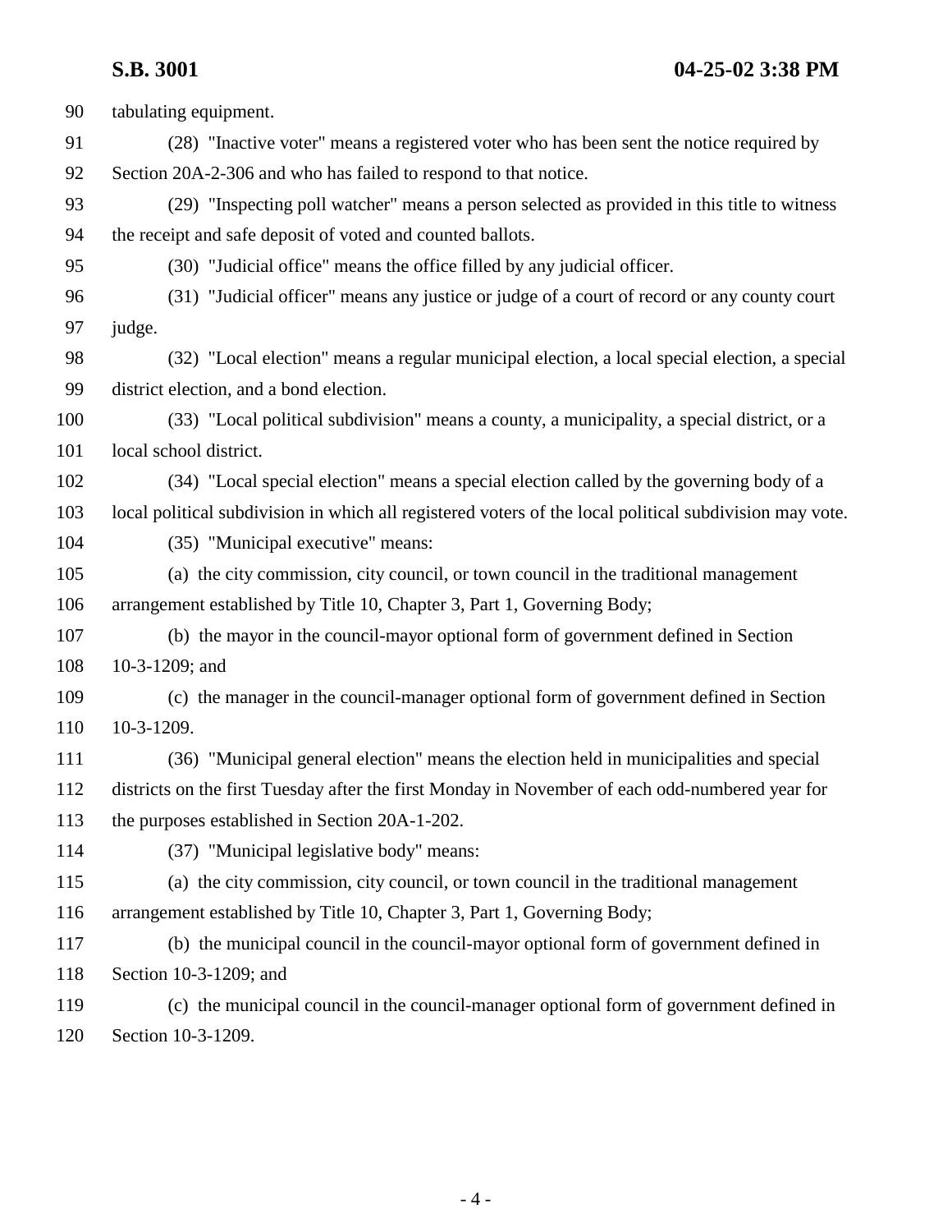tabulating equipment.

(28) "Inactive voter" means a registered voter who has been sent the notice required by Section 20A-2-306 and who has failed to respond to that notice.

(29) "Inspecting poll watcher" means a person selected as provided in this title to witness the receipt and safe deposit of voted and counted ballots.

(30) "Judicial office" means the office filled by any judicial officer.

(31) "Judicial officer" means any justice or judge of a court of record or any county court judge.

(32) "Local election" means a regular municipal election, a local special election, a special district election, and a bond election.

(33) "Local political subdivision" means a county, a municipality, a special district, or a local school district.

(34) "Local special election" means a special election called by the governing body of a local political subdivision in which all registered voters of the local political subdivision may vote.

(35) "Municipal executive" means:

(a) the city commission, city council, or town council in the traditional management arrangement established by Title 10, Chapter 3, Part 1, Governing Body;

(b) the mayor in the council-mayor optional form of government defined in Section 10-3-1209; and

(c) the manager in the council-manager optional form of government defined in Section 10-3-1209.

(36) "Municipal general election" means the election held in municipalities and special districts on the first Tuesday after the first Monday in November of each odd-numbered year for the purposes established in Section 20A-1-202.

(37) "Municipal legislative body" means:

(a) the city commission, city council, or town council in the traditional management arrangement established by Title 10, Chapter 3, Part 1, Governing Body;

(b) the municipal council in the council-mayor optional form of government defined in Section 10-3-1209; and

(c) the municipal council in the council-manager optional form of government defined in Section 10-3-1209.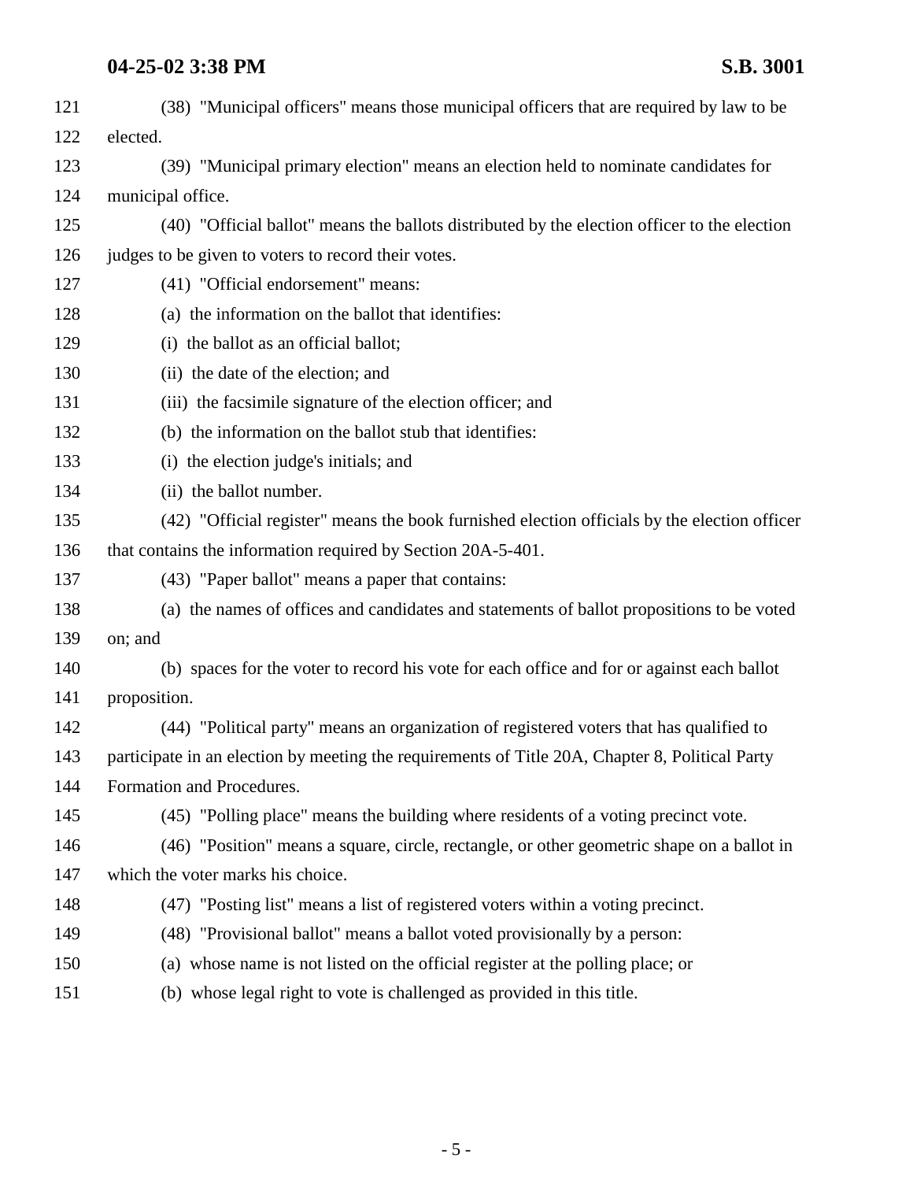(38) "Municipal officers" means those municipal officers that are required by law to be elected.

(39) "Municipal primary election" means an election held to nominate candidates for municipal office.

(40) "Official ballot" means the ballots distributed by the election officer to the election judges to be given to voters to record their votes.

(41) "Official endorsement" means:

(a) the information on the ballot that identifies:

(i) the ballot as an official ballot;

(ii) the date of the election; and

(iii) the facsimile signature of the election officer; and

(b) the information on the ballot stub that identifies:

(i) the election judge's initials; and

(ii) the ballot number.

(42) "Official register" means the book furnished election officials by the election officer that contains the information required by Section 20A-5-401.

(43) "Paper ballot" means a paper that contains:

(a) the names of offices and candidates and statements of ballot propositions to be voted on; and

(b) spaces for the voter to record his vote for each office and for or against each ballot proposition.

(44) "Political party" means an organization of registered voters that has qualified to participate in an election by meeting the requirements of Title 20A, Chapter 8, Political Party Formation and Procedures.

(45) "Polling place" means the building where residents of a voting precinct vote.

(46) "Position" means a square, circle, rectangle, or other geometric shape on a ballot in which the voter marks his choice.

(47) "Posting list" means a list of registered voters within a voting precinct.

(48) "Provisional ballot" means a ballot voted provisionally by a person:

(a) whose name is not listed on the official register at the polling place; or

(b) whose legal right to vote is challenged as provided in this title.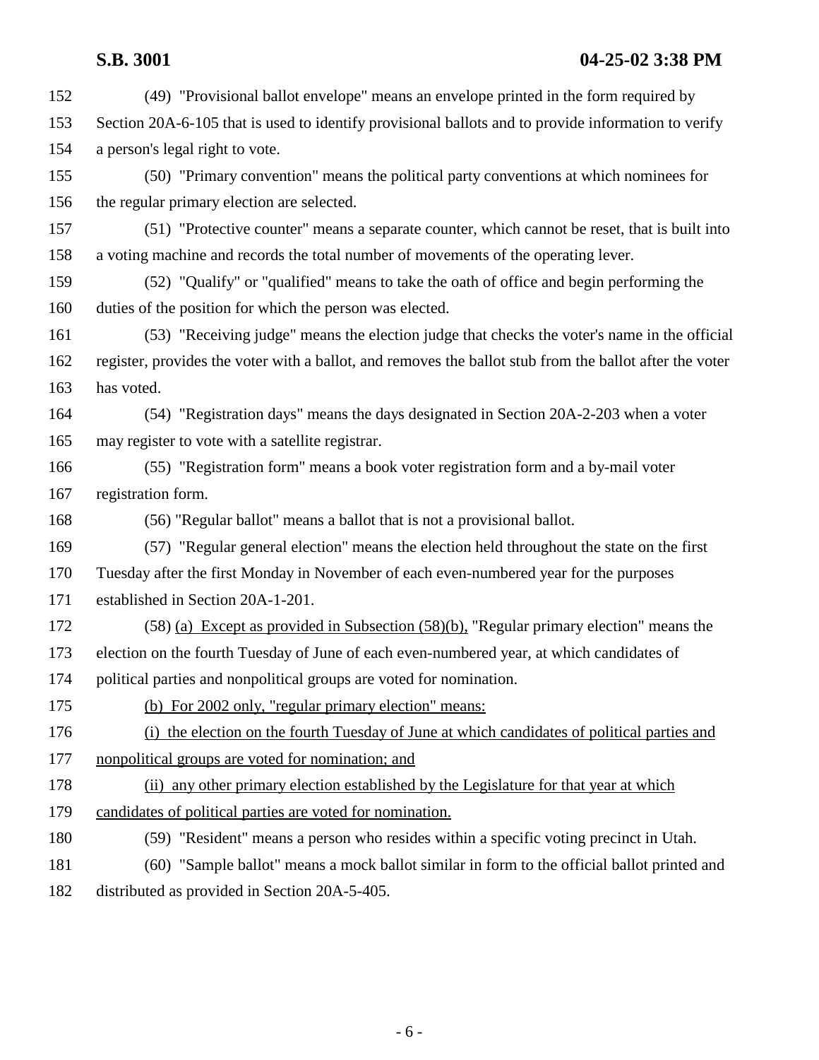(49) "Provisional ballot envelope" means an envelope printed in the form required by Section 20A-6-105 that is used to identify provisional ballots and to provide information to verify a person's legal right to vote.

(50) "Primary convention" means the political party conventions at which nominees for the regular primary election are selected.

(51) "Protective counter" means a separate counter, which cannot be reset, that is built into a voting machine and records the total number of movements of the operating lever.

(52) "Qualify" or "qualified" means to take the oath of office and begin performing the duties of the position for which the person was elected.

(53) "Receiving judge" means the election judge that checks the voter's name in the official register, provides the voter with a ballot, and removes the ballot stub from the ballot after the voter has voted.

(54) "Registration days" means the days designated in Section 20A-2-203 when a voter may register to vote with a satellite registrar.

(55) "Registration form" means a book voter registration form and a by-mail voter registration form.

(56) "Regular ballot" means a ballot that is not a provisional ballot.

(57) "Regular general election" means the election held throughout the state on the first Tuesday after the first Monday in November of each even-numbered year for the purposes established in Section 20A-1-201.

(58) <u>(a) Except as provided in Subsection (58)(b),</u> "Regular primary election" means the election on the fourth Tuesday of June of each even-numbered year, at which candidates of political parties and nonpolitical groups are voted for nomination.

<u>(b) For 2002 only, "regular primary election" means:</u>

<u>(i) the election on the fourth Tuesday of June at which candidates of political parties and nonpolitical groups are voted for nomination; and</u>

<u>(ii) any other primary election established by the Legislature for that year at which candidates of political parties are voted for nomination.</u>

(59) "Resident" means a person who resides within a specific voting precinct in Utah.

(60) "Sample ballot" means a mock ballot similar in form to the official ballot printed and distributed as provided in Section 20A-5-405.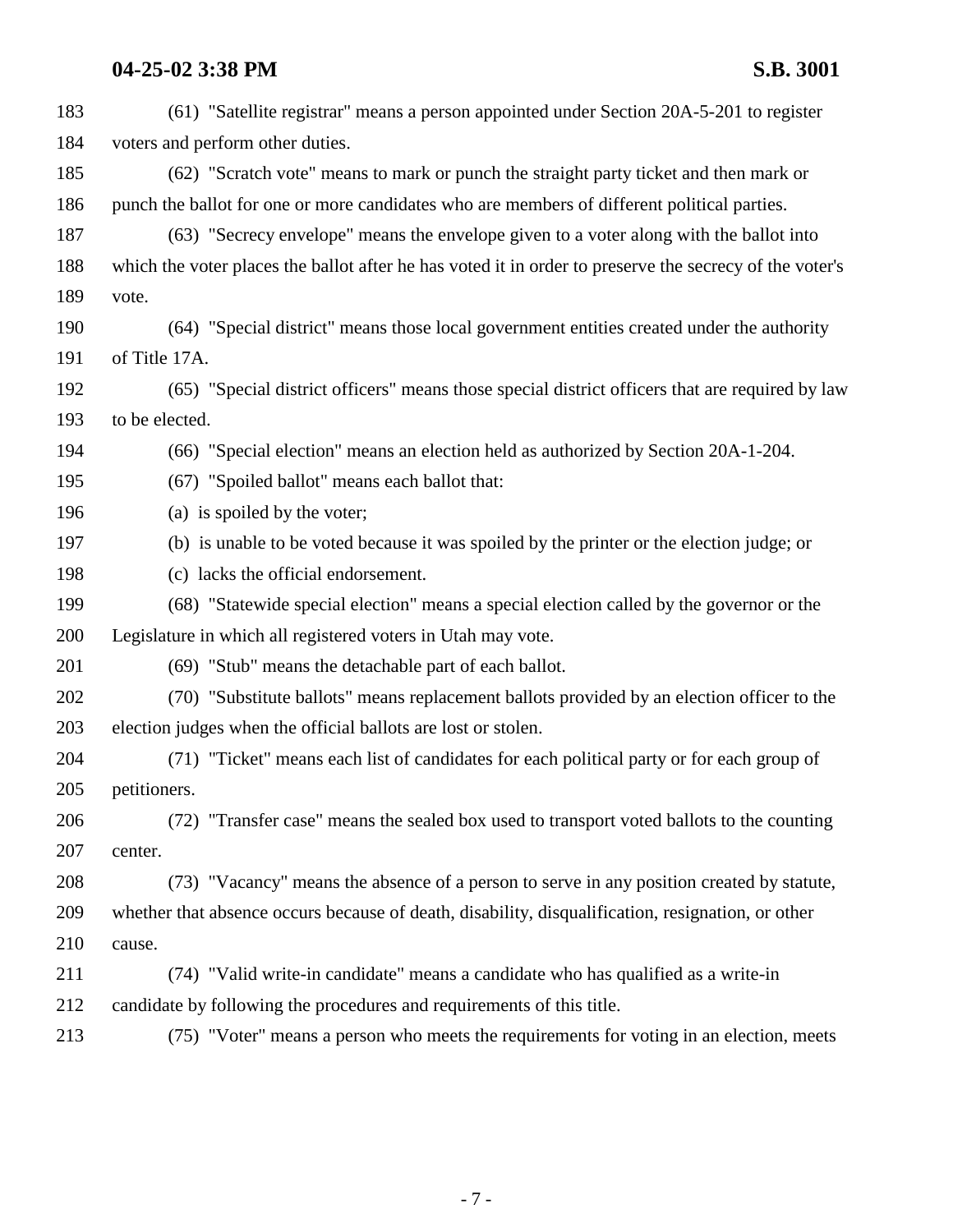(61) "Satellite registrar" means a person appointed under Section 20A-5-201 to register voters and perform other duties.

(62) "Scratch vote" means to mark or punch the straight party ticket and then mark or punch the ballot for one or more candidates who are members of different political parties.

(63) "Secrecy envelope" means the envelope given to a voter along with the ballot into which the voter places the ballot after he has voted it in order to preserve the secrecy of the voter's vote.

(64) "Special district" means those local government entities created under the authority of Title 17A.

(65) "Special district officers" means those special district officers that are required by law to be elected.

(66) "Special election" means an election held as authorized by Section 20A-1-204.

(67) "Spoiled ballot" means each ballot that:

(a) is spoiled by the voter;

(b) is unable to be voted because it was spoiled by the printer or the election judge; or

(c) lacks the official endorsement.

(68) "Statewide special election" means a special election called by the governor or the Legislature in which all registered voters in Utah may vote.

(69) "Stub" means the detachable part of each ballot.

(70) "Substitute ballots" means replacement ballots provided by an election officer to the election judges when the official ballots are lost or stolen.

(71) "Ticket" means each list of candidates for each political party or for each group of petitioners.

(72) "Transfer case" means the sealed box used to transport voted ballots to the counting center.

(73) "Vacancy" means the absence of a person to serve in any position created by statute, whether that absence occurs because of death, disability, disqualification, resignation, or other cause.

(74) "Valid write-in candidate" means a candidate who has qualified as a write-in candidate by following the procedures and requirements of this title.

(75) "Voter" means a person who meets the requirements for voting in an election, meets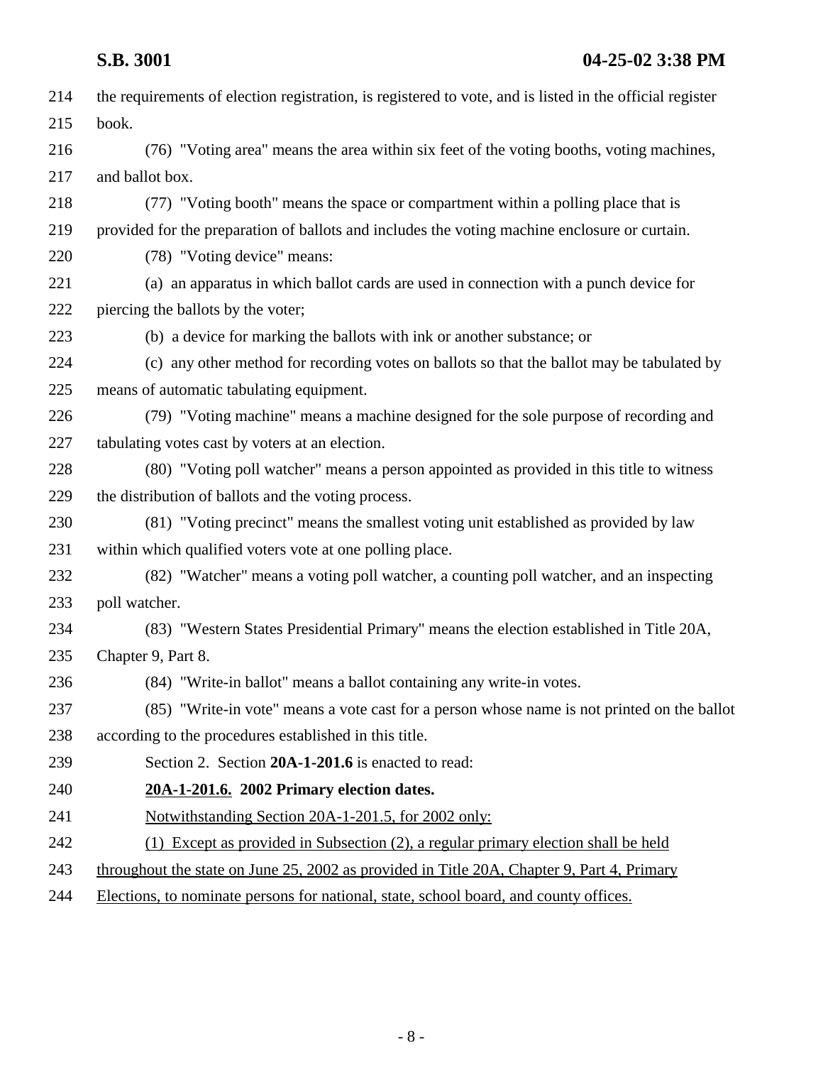the requirements of election registration, is registered to vote, and is listed in the official register book.

(76) "Voting area" means the area within six feet of the voting booths, voting machines, and ballot box.

(77) "Voting booth" means the space or compartment within a polling place that is provided for the preparation of ballots and includes the voting machine enclosure or curtain.

(78) "Voting device" means:

(a) an apparatus in which ballot cards are used in connection with a punch device for piercing the ballots by the voter;

(b) a device for marking the ballots with ink or another substance; or

(c) any other method for recording votes on ballots so that the ballot may be tabulated by means of automatic tabulating equipment.

(79) "Voting machine" means a machine designed for the sole purpose of recording and tabulating votes cast by voters at an election.

(80) "Voting poll watcher" means a person appointed as provided in this title to witness the distribution of ballots and the voting process.

(81) "Voting precinct" means the smallest voting unit established as provided by law within which qualified voters vote at one polling place.

(82) "Watcher" means a voting poll watcher, a counting poll watcher, and an inspecting poll watcher.

(83) "Western States Presidential Primary" means the election established in Title 20A, Chapter 9, Part 8.

(84) "Write-in ballot" means a ballot containing any write-in votes.

(85) "Write-in vote" means a vote cast for a person whose name is not printed on the ballot according to the procedures established in this title.

Section 2. Section **20A-1-201.6** is enacted to read:

**20A-1-201.6. 2002 Primary election dates.**

Notwithstanding Section 20A-1-201.5, for 2002 only:

(1) Except as provided in Subsection (2), a regular primary election shall be held throughout the state on June 25, 2002 as provided in Title 20A, Chapter 9, Part 4, Primary Elections, to nominate persons for national, state, school board, and county offices.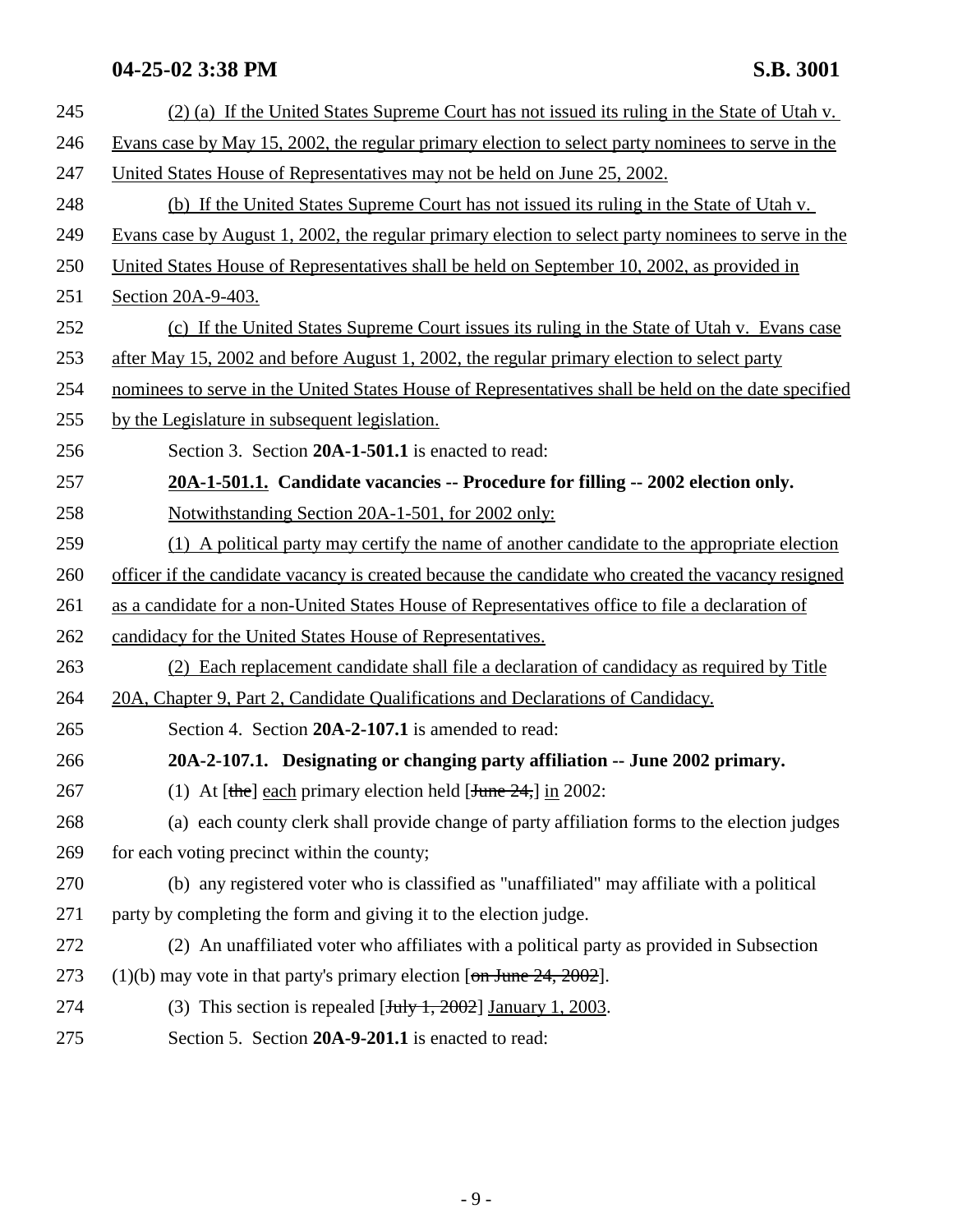(2) (a) If the United States Supreme Court has not issued its ruling in the State of Utah v. Evans case by May 15, 2002, the regular primary election to select party nominees to serve in the United States House of Representatives may not be held on June 25, 2002.

(b) If the United States Supreme Court has not issued its ruling in the State of Utah v. Evans case by August 1, 2002, the regular primary election to select party nominees to serve in the United States House of Representatives shall be held on September 10, 2002, as provided in Section 20A-9-403.

(c) If the United States Supreme Court issues its ruling in the State of Utah v. Evans case after May 15, 2002 and before August 1, 2002, the regular primary election to select party nominees to serve in the United States House of Representatives shall be held on the date specified by the Legislature in subsequent legislation.

Section 3. Section **20A-1-501.1** is enacted to read:

**20A-1-501.1. Candidate vacancies -- Procedure for filling -- 2002 election only.**

Notwithstanding Section 20A-1-501, for 2002 only:

(1) A political party may certify the name of another candidate to the appropriate election officer if the candidate vacancy is created because the candidate who created the vacancy resigned as a candidate for a non-United States House of Representatives office to file a declaration of candidacy for the United States House of Representatives.

(2) Each replacement candidate shall file a declaration of candidacy as required by Title 20A, Chapter 9, Part 2, Candidate Qualifications and Declarations of Candidacy.

Section 4. Section **20A-2-107.1** is amended to read:

**20A-2-107.1. Designating or changing party affiliation -- June 2002 primary.**

(1) At [~~the~~] each primary election held [~~June 24,~~] in 2002:

(a) each county clerk shall provide change of party affiliation forms to the election judges for each voting precinct within the county;

(b) any registered voter who is classified as "unaffiliated" may affiliate with a political party by completing the form and giving it to the election judge.

(2) An unaffiliated voter who affiliates with a political party as provided in Subsection (1)(b) may vote in that party's primary election [~~on June 24, 2002~~].

(3) This section is repealed [~~July 1, 2002~~] January 1, 2003.

Section 5. Section **20A-9-201.1** is enacted to read: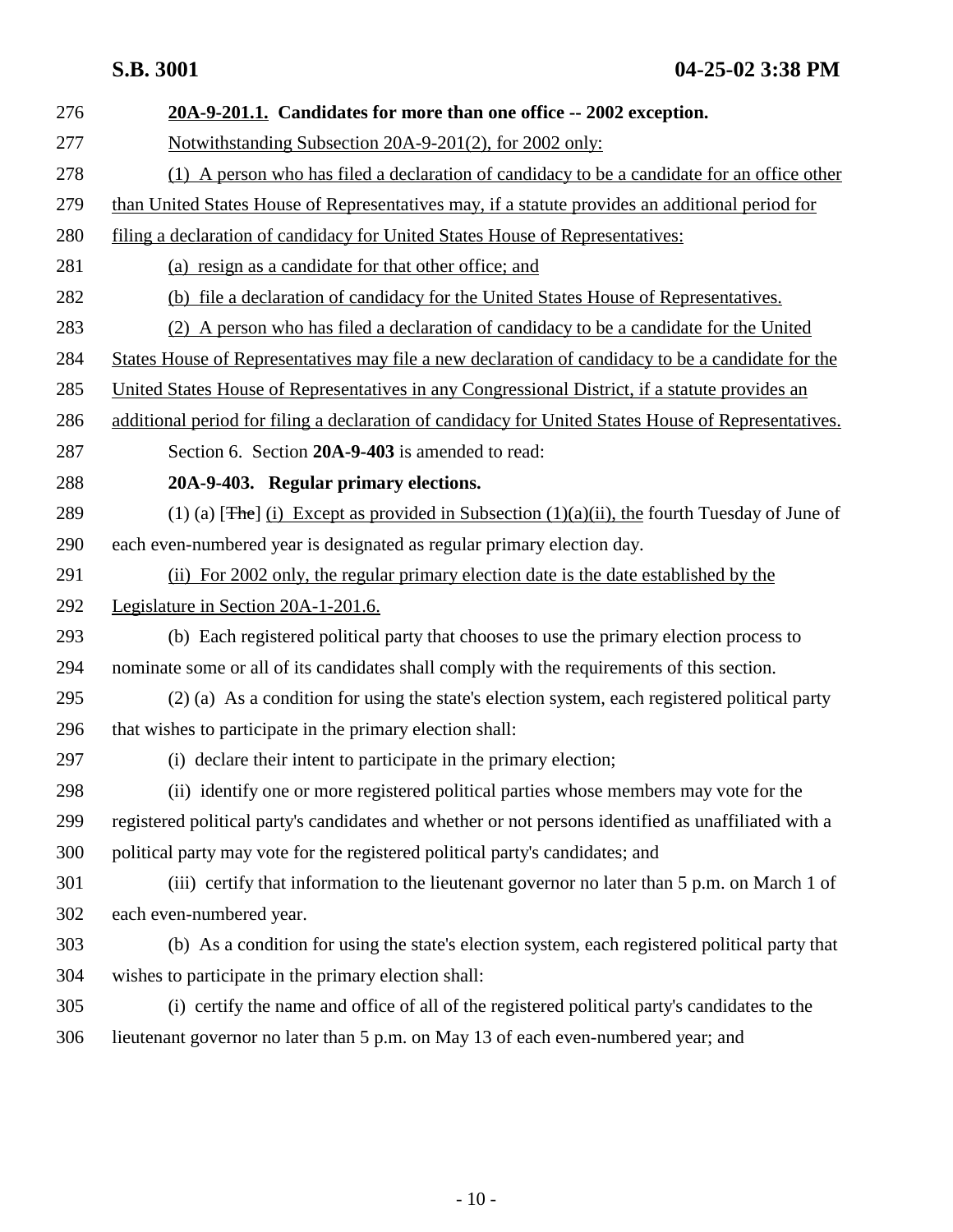**20A-9-201.1. Candidates for more than one office -- 2002 exception.**

Notwithstanding Subsection 20A-9-201(2), for 2002 only:

(1) A person who has filed a declaration of candidacy to be a candidate for an office other than United States House of Representatives may, if a statute provides an additional period for filing a declaration of candidacy for United States House of Representatives:

(a) resign as a candidate for that other office; and

(b) file a declaration of candidacy for the United States House of Representatives.

(2) A person who has filed a declaration of candidacy to be a candidate for the United States House of Representatives may file a new declaration of candidacy to be a candidate for the United States House of Representatives in any Congressional District, if a statute provides an additional period for filing a declaration of candidacy for United States House of Representatives.

Section 6. Section **20A-9-403** is amended to read:

**20A-9-403. Regular primary elections.**

(1) (a) [~~The~~] (i) Except as provided in Subsection (1)(a)(ii), the fourth Tuesday of June of each even-numbered year is designated as regular primary election day.

(ii) For 2002 only, the regular primary election date is the date established by the Legislature in Section 20A-1-201.6.

(b) Each registered political party that chooses to use the primary election process to nominate some or all of its candidates shall comply with the requirements of this section.

(2) (a) As a condition for using the state's election system, each registered political party that wishes to participate in the primary election shall:

(i) declare their intent to participate in the primary election;

(ii) identify one or more registered political parties whose members may vote for the registered political party's candidates and whether or not persons identified as unaffiliated with a political party may vote for the registered political party's candidates; and

(iii) certify that information to the lieutenant governor no later than 5 p.m. on March 1 of each even-numbered year.

(b) As a condition for using the state's election system, each registered political party that wishes to participate in the primary election shall:

(i) certify the name and office of all of the registered political party's candidates to the lieutenant governor no later than 5 p.m. on May 13 of each even-numbered year; and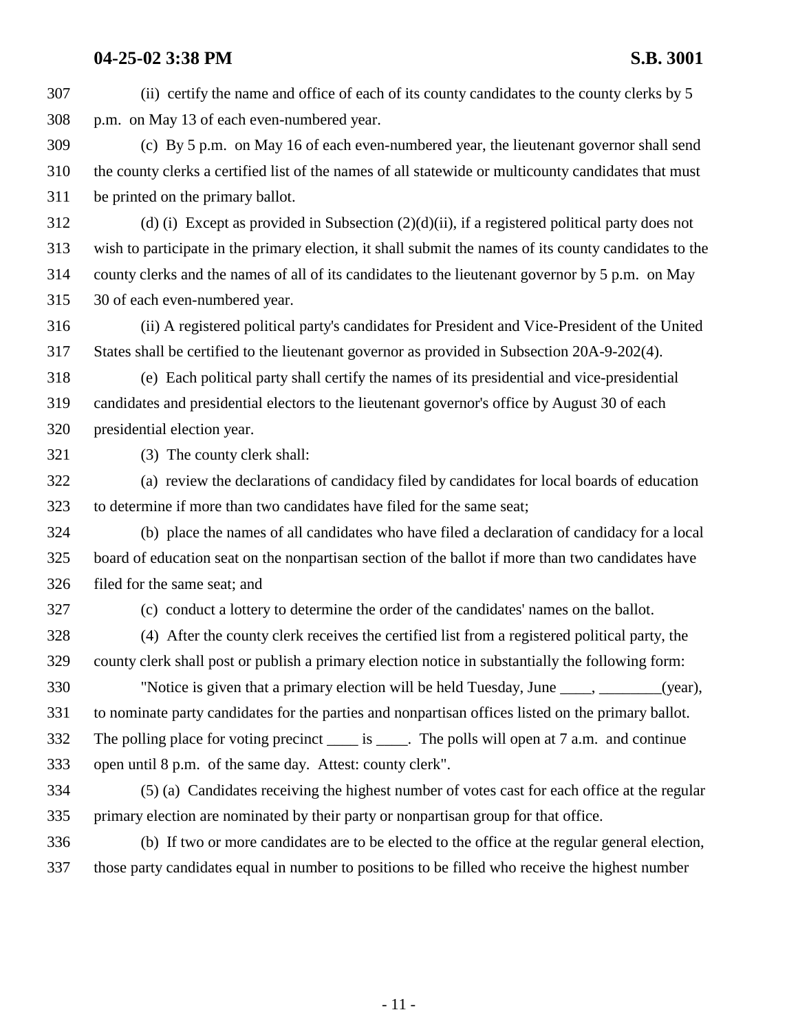(ii) certify the name and office of each of its county candidates to the county clerks by 5 p.m. on May 13 of each even-numbered year.

(c) By 5 p.m. on May 16 of each even-numbered year, the lieutenant governor shall send the county clerks a certified list of the names of all statewide or multicounty candidates that must be printed on the primary ballot.

(d) (i) Except as provided in Subsection (2)(d)(ii), if a registered political party does not wish to participate in the primary election, it shall submit the names of its county candidates to the county clerks and the names of all of its candidates to the lieutenant governor by 5 p.m. on May 30 of each even-numbered year.

(ii) A registered political party's candidates for President and Vice-President of the United States shall be certified to the lieutenant governor as provided in Subsection 20A-9-202(4).

(e) Each political party shall certify the names of its presidential and vice-presidential candidates and presidential electors to the lieutenant governor's office by August 30 of each presidential election year.

(3) The county clerk shall:

(a) review the declarations of candidacy filed by candidates for local boards of education to determine if more than two candidates have filed for the same seat;

(b) place the names of all candidates who have filed a declaration of candidacy for a local board of education seat on the nonpartisan section of the ballot if more than two candidates have filed for the same seat; and

(c) conduct a lottery to determine the order of the candidates' names on the ballot.

(4) After the county clerk receives the certified list from a registered political party, the county clerk shall post or publish a primary election notice in substantially the following form:

"Notice is given that a primary election will be held Tuesday, June ____, ________(year), to nominate party candidates for the parties and nonpartisan offices listed on the primary ballot. The polling place for voting precinct ____ is ____. The polls will open at 7 a.m. and continue open until 8 p.m. of the same day. Attest: county clerk".

(5) (a) Candidates receiving the highest number of votes cast for each office at the regular primary election are nominated by their party or nonpartisan group for that office.

(b) If two or more candidates are to be elected to the office at the regular general election, those party candidates equal in number to positions to be filled who receive the highest number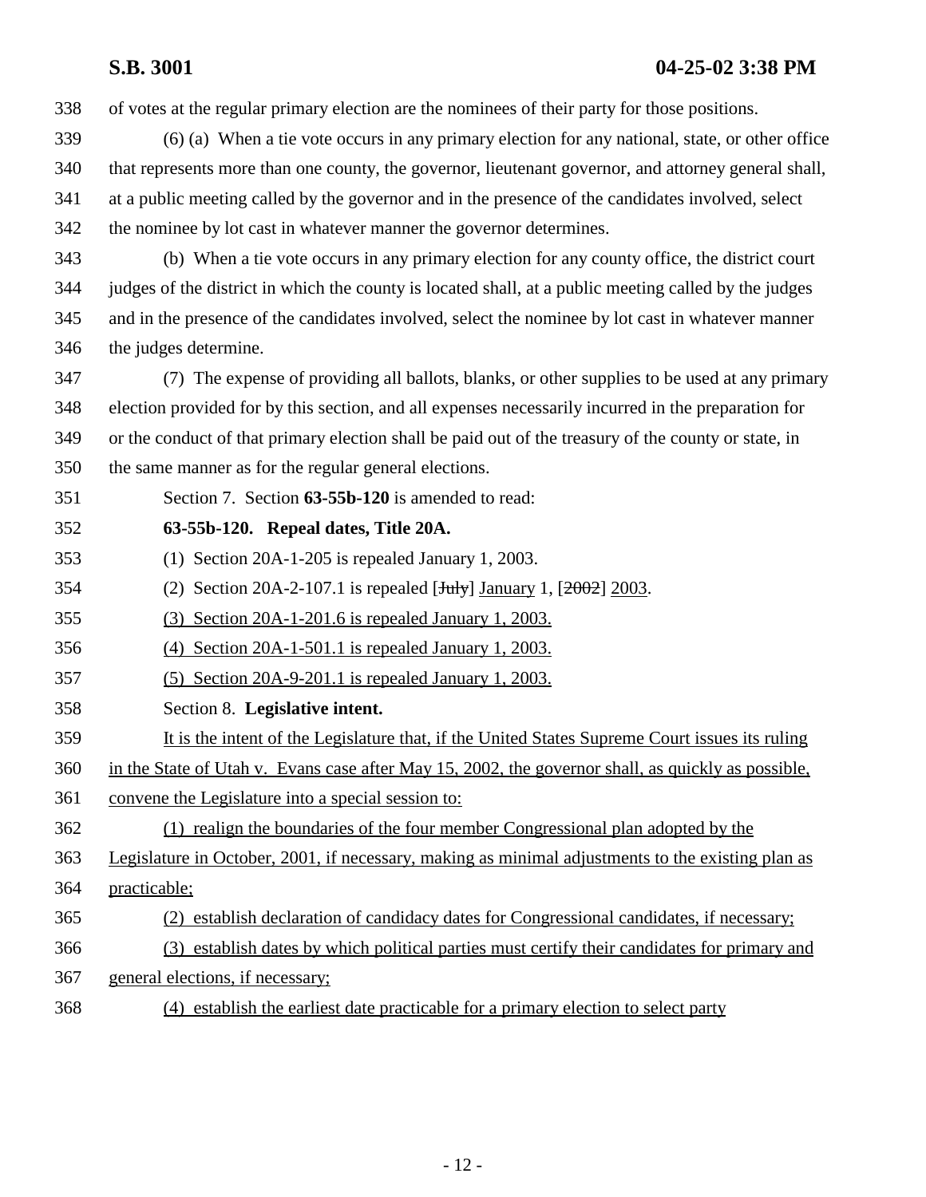of votes at the regular primary election are the nominees of their party for those positions.

(6) (a) When a tie vote occurs in any primary election for any national, state, or other office that represents more than one county, the governor, lieutenant governor, and attorney general shall, at a public meeting called by the governor and in the presence of the candidates involved, select the nominee by lot cast in whatever manner the governor determines.

(b) When a tie vote occurs in any primary election for any county office, the district court judges of the district in which the county is located shall, at a public meeting called by the judges and in the presence of the candidates involved, select the nominee by lot cast in whatever manner the judges determine.

(7) The expense of providing all ballots, blanks, or other supplies to be used at any primary election provided for by this section, and all expenses necessarily incurred in the preparation for or the conduct of that primary election shall be paid out of the treasury of the county or state, in the same manner as for the regular general elections.

Section 7. Section **63-55b-120** is amended to read:

**63-55b-120. Repeal dates, Title 20A.**

(1) Section 20A-1-205 is repealed January 1, 2003.

(2) Section 20A-2-107.1 is repealed [~~July~~] January 1, [~~2002~~] 2003.

(3) Section 20A-1-201.6 is repealed January 1, 2003.

(4) Section 20A-1-501.1 is repealed January 1, 2003.

(5) Section 20A-9-201.1 is repealed January 1, 2003.

Section 8. **Legislative intent.**

It is the intent of the Legislature that, if the United States Supreme Court issues its ruling in the State of Utah v. Evans case after May 15, 2002, the governor shall, as quickly as possible, convene the Legislature into a special session to:

(1) realign the boundaries of the four member Congressional plan adopted by the Legislature in October, 2001, if necessary, making as minimal adjustments to the existing plan as practicable;

(2) establish declaration of candidacy dates for Congressional candidates, if necessary;

(3) establish dates by which political parties must certify their candidates for primary and general elections, if necessary;

(4) establish the earliest date practicable for a primary election to select party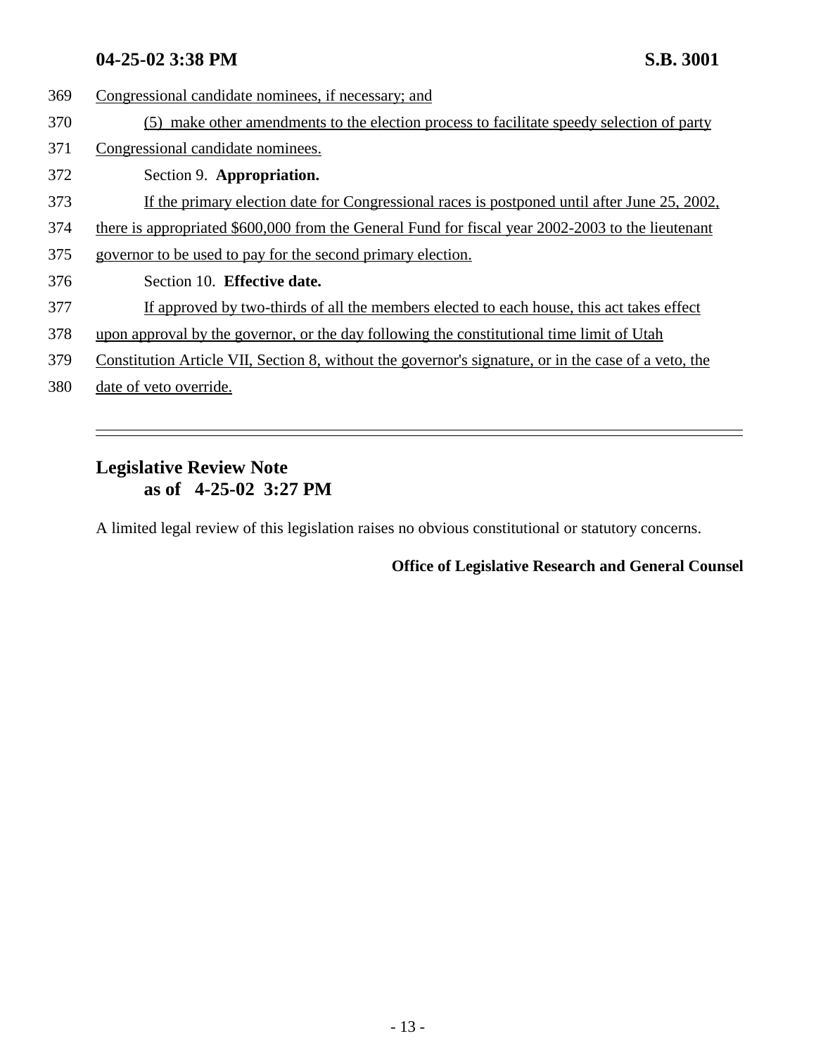Congressional candidate nominees, if necessary; and

(5) make other amendments to the election process to facilitate speedy selection of party Congressional candidate nominees.

Section 9. **Appropriation.**

If the primary election date for Congressional races is postponed until after June 25, 2002, there is appropriated $600,000 from the General Fund for fiscal year 2002-2003 to the lieutenant governor to be used to pay for the second primary election.

Section 10. **Effective date.**

If approved by two-thirds of all the members elected to each house, this act takes effect upon approval by the governor, or the day following the constitutional time limit of Utah Constitution Article VII, Section 8, without the governor's signature, or in the case of a veto, the date of veto override.

---

## Legislative Review Note
### as of 4-25-02 3:27 PM

A limited legal review of this legislation raises no obvious constitutional or statutory concerns.

**Office of Legislative Research and General Counsel**